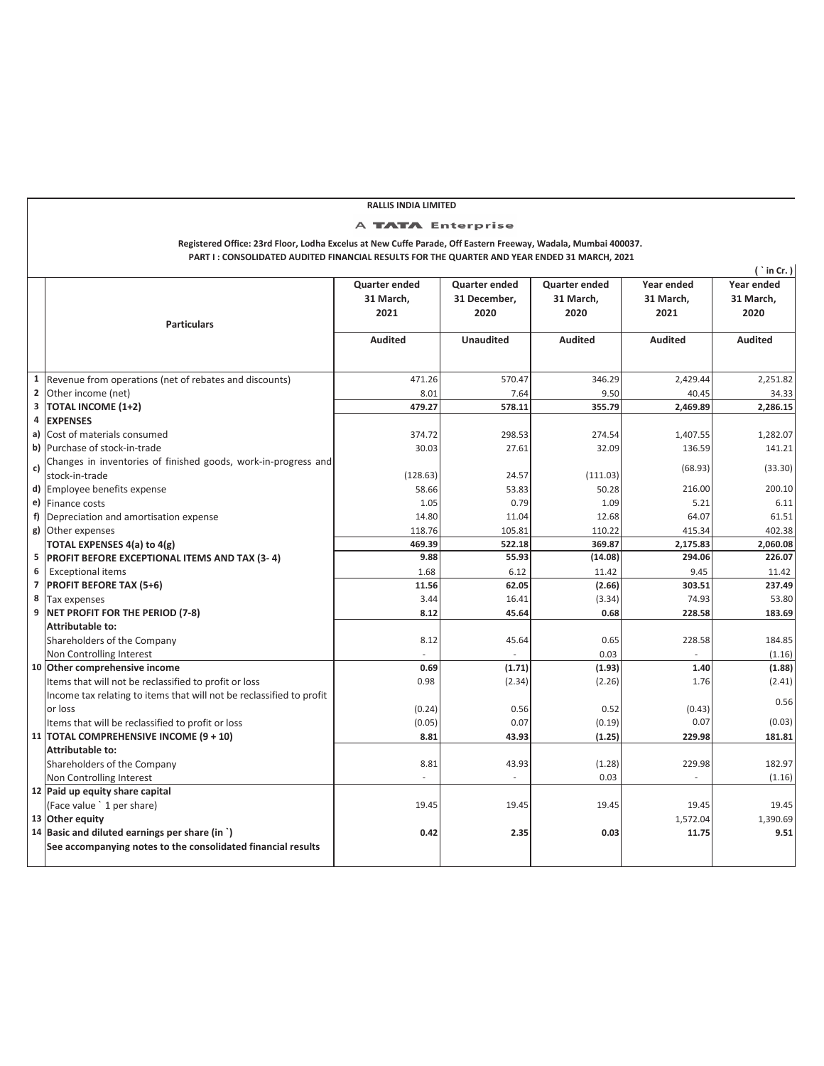**RALLIS INDIA LIMITED**

**A TATA Enterprise**

**Registered Office: 23rd Floor, Lodha Excelus at New Cuffe Parade, Off Eastern Freeway, Wadala, Mumbai 400037.**

**PART I : CONSOLIDATED AUDITED FINANCIAL RESULTS FOR THE QUARTER AND YEAR ENDED 31 MARCH, 2021**

( ` in Cr. )

| | Particulars | Quarter ended 31 March, 2021 | Quarter ended 31 December, 2020 | Quarter ended 31 March, 2020 | Year ended 31 March, 2021 | Year ended 31 March, 2020 |
|---|---|---|---|---|---|---|
| | | Audited | Unaudited | Audited | Audited | Audited |
| 1 | Revenue from operations (net of rebates and discounts) | 471.26 | 570.47 | 346.29 | 2,429.44 | 2,251.82 |
| 2 | Other income (net) | 8.01 | 7.64 | 9.50 | 40.45 | 34.33 |
| 3 | **TOTAL INCOME (1+2)** | **479.27** | **578.11** | **355.79** | **2,469.89** | **2,286.15** |
| 4 | **EXPENSES** | | | | | |
| a) | Cost of materials consumed | 374.72 | 298.53 | 274.54 | 1,407.55 | 1,282.07 |
| b) | Purchase of stock-in-trade | 30.03 | 27.61 | 32.09 | 136.59 | 141.21 |
| c) | Changes in inventories of finished goods, work-in-progress and stock-in-trade | (128.63) | 24.57 | (111.03) | (68.93) | (33.30) |
| d) | Employee benefits expense | 58.66 | 53.83 | 50.28 | 216.00 | 200.10 |
| e) | Finance costs | 1.05 | 0.79 | 1.09 | 5.21 | 6.11 |
| f) | Depreciation and amortisation expense | 14.80 | 11.04 | 12.68 | 64.07 | 61.51 |
| g) | Other expenses | 118.76 | 105.81 | 110.22 | 415.34 | 402.38 |
| | **TOTAL EXPENSES 4(a) to 4(g)** | **469.39** | **522.18** | **369.87** | **2,175.83** | **2,060.08** |
| 5 | **PROFIT BEFORE EXCEPTIONAL ITEMS AND TAX (3- 4)** | **9.88** | **55.93** | **(14.08)** | **294.06** | **226.07** |
| 6 | Exceptional items | 1.68 | 6.12 | 11.42 | 9.45 | 11.42 |
| 7 | **PROFIT BEFORE TAX (5+6)** | **11.56** | **62.05** | **(2.66)** | **303.51** | **237.49** |
| 8 | Tax expenses | 3.44 | 16.41 | (3.34) | 74.93 | 53.80 |
| 9 | **NET PROFIT FOR THE PERIOD (7-8)** | **8.12** | **45.64** | **0.68** | **228.58** | **183.69** |
| | **Attributable to:** | | | | | |
| | Shareholders of the Company | 8.12 | 45.64 | 0.65 | 228.58 | 184.85 |
| | Non Controlling Interest | - | - | 0.03 | - | (1.16) |
| 10 | **Other comprehensive income** | **0.69** | **(1.71)** | **(1.93)** | **1.40** | **(1.88)** |
| | Items that will not be reclassified to profit or loss | 0.98 | (2.34) | (2.26) | 1.76 | (2.41) |
| | Income tax relating to items that will not be reclassified to profit or loss | (0.24) | 0.56 | 0.52 | (0.43) | 0.56 |
| | Items that will be reclassified to profit or loss | (0.05) | 0.07 | (0.19) | 0.07 | (0.03) |
| 11 | **TOTAL COMPREHENSIVE INCOME (9 + 10)** | **8.81** | **43.93** | **(1.25)** | **229.98** | **181.81** |
| | **Attributable to:** | | | | | |
| | Shareholders of the Company | 8.81 | 43.93 | (1.28) | 229.98 | 182.97 |
| | Non Controlling Interest | - | - | 0.03 | - | (1.16) |
| 12 | **Paid up equity share capital** (Face value ` 1 per share) | 19.45 | 19.45 | 19.45 | 19.45 | 19.45 |
| 13 | **Other equity** | | | | 1,572.04 | 1,390.69 |
| 14 | **Basic and diluted earnings per share (in `)** | **0.42** | **2.35** | **0.03** | **11.75** | **9.51** |
| | **See accompanying notes to the consolidated financial results** | | | | | |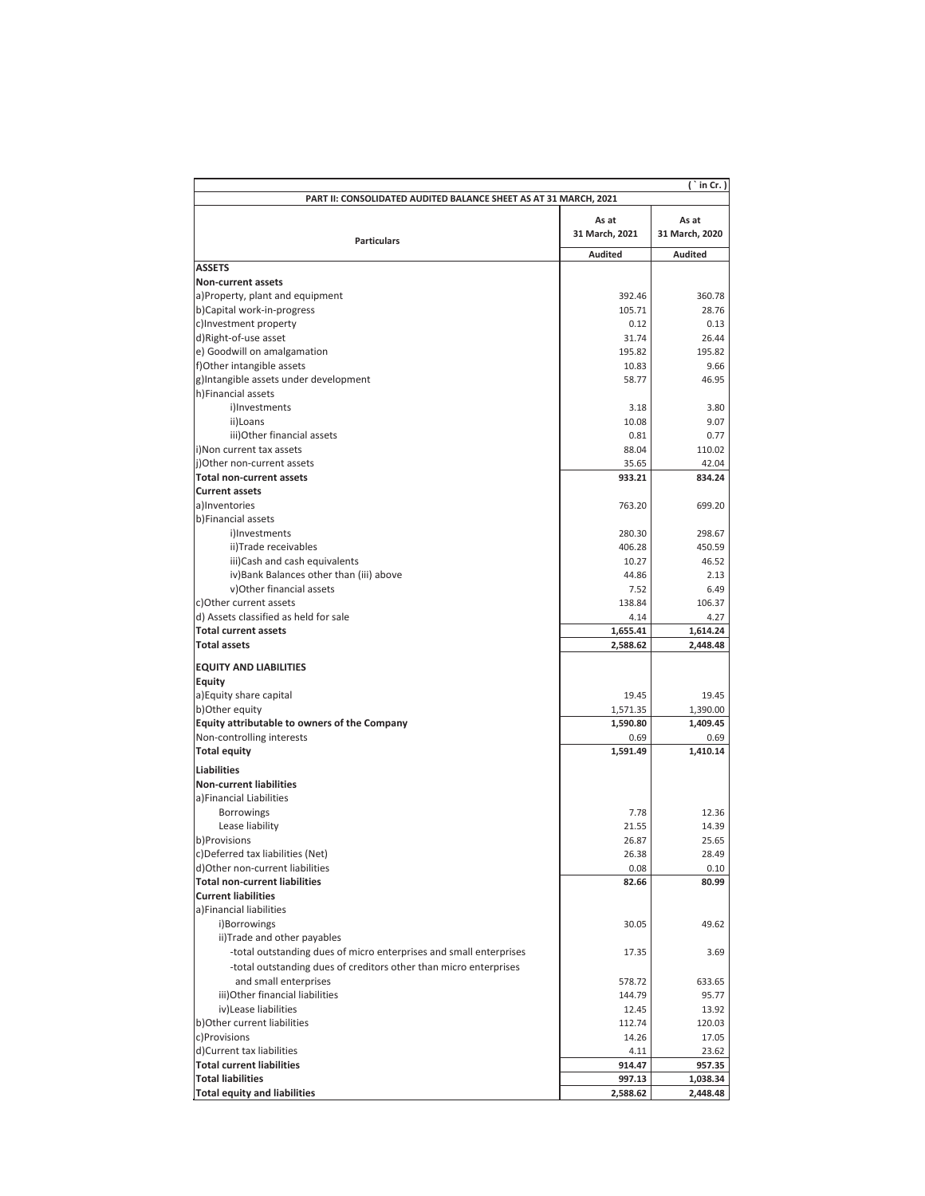( ` in Cr. )

**PART II: CONSOLIDATED AUDITED BALANCE SHEET AS AT 31 MARCH, 2021**

| Particulars | As at 31 March, 2021 | As at 31 March, 2020 |
|---|---|---|
| | Audited | Audited |
| **ASSETS** | | |
| **Non-current assets** | | |
| a)Property, plant and equipment | 392.46 | 360.78 |
| b)Capital work-in-progress | 105.71 | 28.76 |
| c)Investment property | 0.12 | 0.13 |
| d)Right-of-use asset | 31.74 | 26.44 |
| e) Goodwill on amalgamation | 195.82 | 195.82 |
| f)Other intangible assets | 10.83 | 9.66 |
| g)Intangible assets under development | 58.77 | 46.95 |
| h)Financial assets | | |
| i)Investments | 3.18 | 3.80 |
| ii)Loans | 10.08 | 9.07 |
| iii)Other financial assets | 0.81 | 0.77 |
| i)Non current tax assets | 88.04 | 110.02 |
| j)Other non-current assets | 35.65 | 42.04 |
| **Total non-current assets** | **933.21** | **834.24** |
| **Current assets** | | |
| a)Inventories | 763.20 | 699.20 |
| b)Financial assets | | |
| i)Investments | 280.30 | 298.67 |
| ii)Trade receivables | 406.28 | 450.59 |
| iii)Cash and cash equivalents | 10.27 | 46.52 |
| iv)Bank Balances other than (iii) above | 44.86 | 2.13 |
| v)Other financial assets | 7.52 | 6.49 |
| c)Other current assets | 138.84 | 106.37 |
| d) Assets classified as held for sale | 4.14 | 4.27 |
| **Total current assets** | **1,655.41** | **1,614.24** |
| **Total assets** | **2,588.62** | **2,448.48** |
| **EQUITY AND LIABILITIES** | | |
| **Equity** | | |
| a)Equity share capital | 19.45 | 19.45 |
| b)Other equity | 1,571.35 | 1,390.00 |
| **Equity attributable to owners of the Company** | **1,590.80** | **1,409.45** |
| Non-controlling interests | 0.69 | 0.69 |
| **Total equity** | **1,591.49** | **1,410.14** |
| **Liabilities** | | |
| **Non-current liabilities** | | |
| a)Financial Liabilities | | |
| Borrowings | 7.78 | 12.36 |
| Lease liability | 21.55 | 14.39 |
| b)Provisions | 26.87 | 25.65 |
| c)Deferred tax liabilities (Net) | 26.38 | 28.49 |
| d)Other non-current liabilities | 0.08 | 0.10 |
| **Total non-current liabilities** | **82.66** | **80.99** |
| **Current liabilities** | | |
| a)Financial liabilities | | |
| i)Borrowings | 30.05 | 49.62 |
| ii)Trade and other payables | | |
| -total outstanding dues of micro enterprises and small enterprises | 17.35 | 3.69 |
| -total outstanding dues of creditors other than micro enterprises and small enterprises | 578.72 | 633.65 |
| iii)Other financial liabilities | 144.79 | 95.77 |
| iv)Lease liabilities | 12.45 | 13.92 |
| b)Other current liabilities | 112.74 | 120.03 |
| c)Provisions | 14.26 | 17.05 |
| d)Current tax liabilities | 4.11 | 23.62 |
| **Total current liabilities** | **914.47** | **957.35** |
| **Total liabilities** | **997.13** | **1,038.34** |
| **Total equity and liabilities** | **2,588.62** | **2,448.48** |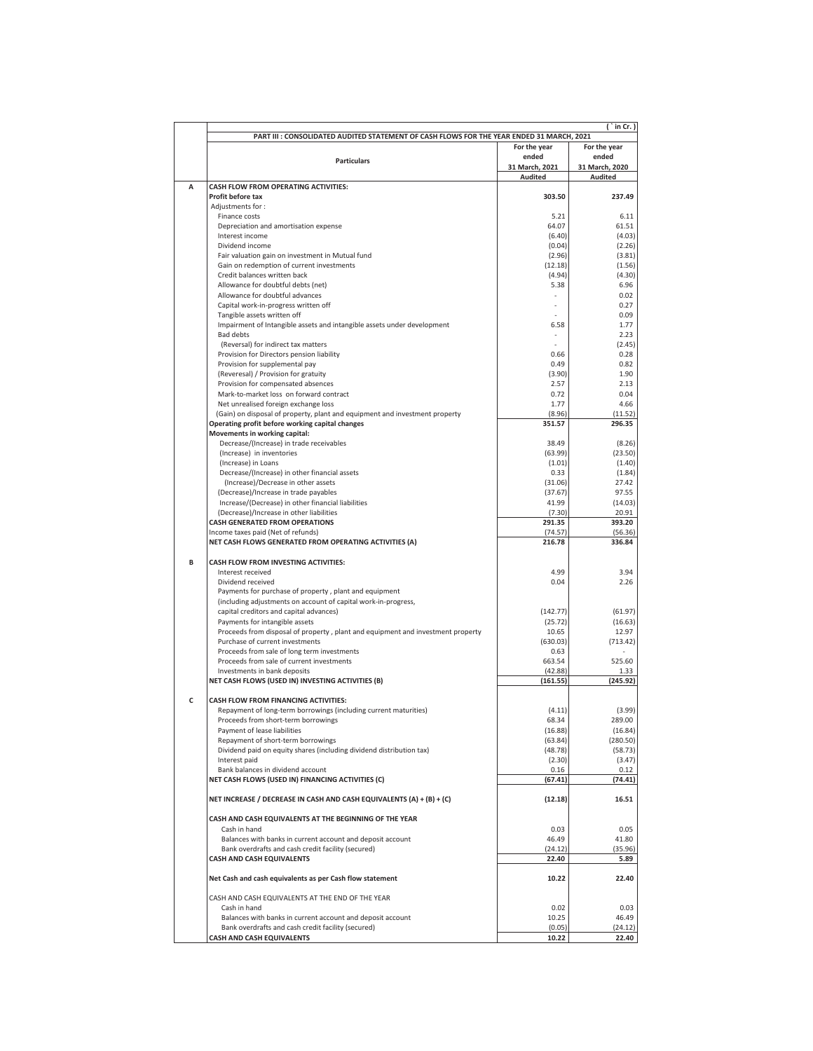( ` in Cr. )

**PART III : CONSOLIDATED AUDITED STATEMENT OF CASH FLOWS FOR THE YEAR ENDED 31 MARCH, 2021**

| | Particulars | For the year ended 31 March, 2021 | For the year ended 31 March, 2020 |
|---|---|---|---|
| | | Audited | Audited |
| A | **CASH FLOW FROM OPERATING ACTIVITIES:** | | |
| | **Profit before tax** | **303.50** | **237.49** |
| | Adjustments for : | | |
| | Finance costs | 5.21 | 6.11 |
| | Depreciation and amortisation expense | 64.07 | 61.51 |
| | Interest income | (6.40) | (4.03) |
| | Dividend income | (0.04) | (2.26) |
| | Fair valuation gain on investment in Mutual fund | (2.96) | (3.81) |
| | Gain on redemption of current investments | (12.18) | (1.56) |
| | Credit balances written back | (4.94) | (4.30) |
| | Allowance for doubtful debts (net) | 5.38 | 6.96 |
| | Allowance for doubtful advances | - | 0.02 |
| | Capital work-in-progress written off | - | 0.27 |
| | Tangible assets written off | - | 0.09 |
| | Impairment of Intangible assets and intangible assets under development | 6.58 | 1.77 |
| | Bad debts | - | 2.23 |
| | (Reversal) for indirect tax matters | - | (2.45) |
| | Provision for Directors pension liability | 0.66 | 0.28 |
| | Provision for supplemental pay | 0.49 | 0.82 |
| | (Reveresal) / Provision for gratuity | (3.90) | 1.90 |
| | Provision for compensated absences | 2.57 | 2.13 |
| | Mark-to-market loss on forward contract | 0.72 | 0.04 |
| | Net unrealised foreign exchange loss | 1.77 | 4.66 |
| | (Gain) on disposal of property, plant and equipment and investment property | (8.96) | (11.52) |
| | **Operating profit before working capital changes** | **351.57** | **296.35** |
| | **Movements in working capital:** | | |
| | Decrease/(Increase) in trade receivables | 38.49 | (8.26) |
| | (Increase) in inventories | (63.99) | (23.50) |
| | (Increase) in Loans | (1.01) | (1.40) |
| | Decrease/(Increase) in other financial assets | 0.33 | (1.84) |
| | (Increase)/Decrease in other assets | (31.06) | 27.42 |
| | (Decrease)/Increase in trade payables | (37.67) | 97.55 |
| | Increase/(Decrease) in other financial liabilities | 41.99 | (14.03) |
| | (Decrease)/Increase in other liabilities | (7.30) | 20.91 |
| | **CASH GENERATED FROM OPERATIONS** | **291.35** | **393.20** |
| | Income taxes paid (Net of refunds) | (74.57) | (56.36) |
| | **NET CASH FLOWS GENERATED FROM OPERATING ACTIVITIES (A)** | **216.78** | **336.84** |
| B | **CASH FLOW FROM INVESTING ACTIVITIES:** | | |
| | Interest received | 4.99 | 3.94 |
| | Dividend received | 0.04 | 2.26 |
| | Payments for purchase of property , plant and equipment (including adjustments on account of capital work-in-progress, capital creditors and capital advances) | (142.77) | (61.97) |
| | Payments for intangible assets | (25.72) | (16.63) |
| | Proceeds from disposal of property , plant and equipment and investment property | 10.65 | 12.97 |
| | Purchase of current investments | (630.03) | (713.42) |
| | Proceeds from sale of long term investments | 0.63 | - |
| | Proceeds from sale of current investments | 663.54 | 525.60 |
| | Investments in bank deposits | (42.88) | 1.33 |
| | **NET CASH FLOWS (USED IN) INVESTING ACTIVITIES (B)** | **(161.55)** | **(245.92)** |
| C | **CASH FLOW FROM FINANCING ACTIVITIES:** | | |
| | Repayment of long-term borrowings (including current maturities) | (4.11) | (3.99) |
| | Proceeds from short-term borrowings | 68.34 | 289.00 |
| | Payment of lease liabilities | (16.88) | (16.84) |
| | Repayment of short-term borrowings | (63.84) | (280.50) |
| | Dividend paid on equity shares (including dividend distribution tax) | (48.78) | (58.73) |
| | Interest paid | (2.30) | (3.47) |
| | Bank balances in dividend account | 0.16 | 0.12 |
| | **NET CASH FLOWS (USED IN) FINANCING ACTIVITIES (C)** | **(67.41)** | **(74.41)** |
| | **NET INCREASE / DECREASE IN CASH AND CASH EQUIVALENTS (A) + (B) + (C)** | **(12.18)** | **16.51** |
| | **CASH AND CASH EQUIVALENTS AT THE BEGINNING OF THE YEAR** | | |
| | Cash in hand | 0.03 | 0.05 |
| | Balances with banks in current account and deposit account | 46.49 | 41.80 |
| | Bank overdrafts and cash credit facility (secured) | (24.12) | (35.96) |
| | **CASH AND CASH EQUIVALENTS** | **22.40** | **5.89** |
| | **Net Cash and cash equivalents as per Cash flow statement** | **10.22** | **22.40** |
| | CASH AND CASH EQUIVALENTS AT THE END OF THE YEAR | | |
| | Cash in hand | 0.02 | 0.03 |
| | Balances with banks in current account and deposit account | 10.25 | 46.49 |
| | Bank overdrafts and cash credit facility (secured) | (0.05) | (24.12) |
| | **CASH AND CASH EQUIVALENTS** | **10.22** | **22.40** |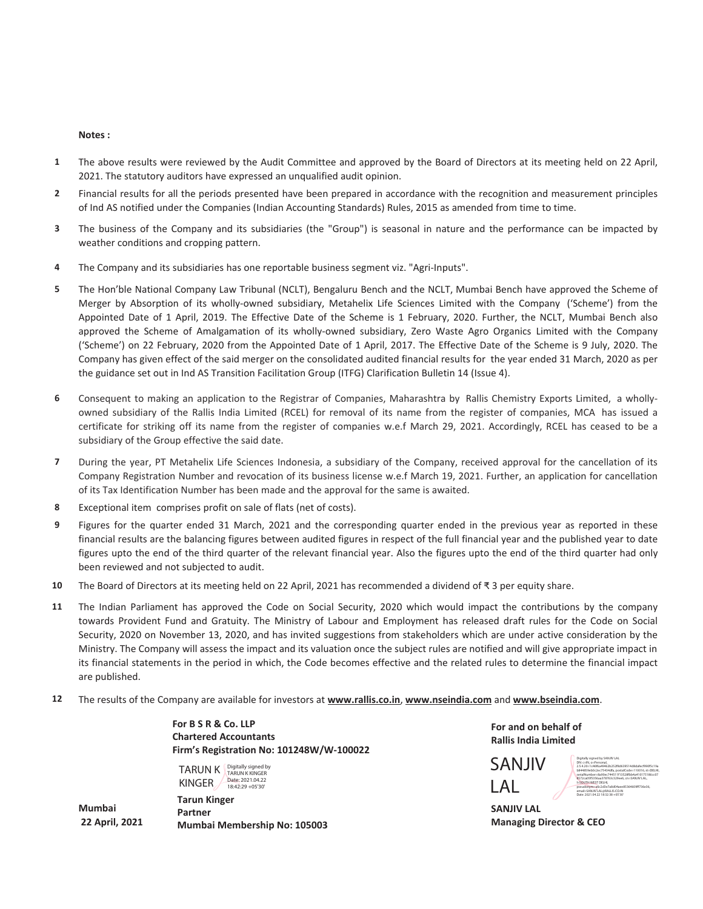**Notes :**

1. The above results were reviewed by the Audit Committee and approved by the Board of Directors at its meeting held on 22 April, 2021. The statutory auditors have expressed an unqualified audit opinion.

2. Financial results for all the periods presented have been prepared in accordance with the recognition and measurement principles of Ind AS notified under the Companies (Indian Accounting Standards) Rules, 2015 as amended from time to time.

3. The business of the Company and its subsidiaries (the "Group") is seasonal in nature and the performance can be impacted by weather conditions and cropping pattern.

4. The Company and its subsidiaries has one reportable business segment viz. "Agri-Inputs".

5. The Hon'ble National Company Law Tribunal (NCLT), Bengaluru Bench and the NCLT, Mumbai Bench have approved the Scheme of Merger by Absorption of its wholly-owned subsidiary, Metahelix Life Sciences Limited with the Company ('Scheme') from the Appointed Date of 1 April, 2019. The Effective Date of the Scheme is 1 February, 2020. Further, the NCLT, Mumbai Bench also approved the Scheme of Amalgamation of its wholly-owned subsidiary, Zero Waste Agro Organics Limited with the Company ('Scheme') on 22 February, 2020 from the Appointed Date of 1 April, 2017. The Effective Date of the Scheme is 9 July, 2020. The Company has given effect of the said merger on the consolidated audited financial results for the year ended 31 March, 2020 as per the guidance set out in Ind AS Transition Facilitation Group (ITFG) Clarification Bulletin 14 (Issue 4).

6. Consequent to making an application to the Registrar of Companies, Maharashtra by Rallis Chemistry Exports Limited, a wholly-owned subsidiary of the Rallis India Limited (RCEL) for removal of its name from the register of companies, MCA has issued a certificate for striking off its name from the register of companies w.e.f March 29, 2021. Accordingly, RCEL has ceased to be a subsidiary of the Group effective the said date.

7. During the year, PT Metahelix Life Sciences Indonesia, a subsidiary of the Company, received approval for the cancellation of its Company Registration Number and revocation of its business license w.e.f March 19, 2021. Further, an application for cancellation of its Tax Identification Number has been made and the approval for the same is awaited.

8. Exceptional item comprises profit on sale of flats (net of costs).

9. Figures for the quarter ended 31 March, 2021 and the corresponding quarter ended in the previous year as reported in these financial results are the balancing figures between audited figures in respect of the full financial year and the published year to date figures upto the end of the third quarter of the relevant financial year. Also the figures upto the end of the third quarter had only been reviewed and not subjected to audit.

10. The Board of Directors at its meeting held on 22 April, 2021 has recommended a dividend of ₹ 3 per equity share.

11. The Indian Parliament has approved the Code on Social Security, 2020 which would impact the contributions by the company towards Provident Fund and Gratuity. The Ministry of Labour and Employment has released draft rules for the Code on Social Security, 2020 on November 13, 2020, and has invited suggestions from stakeholders which are under active consideration by the Ministry. The Company will assess the impact and its valuation once the subject rules are notified and will give appropriate impact in its financial statements in the period in which, the Code becomes effective and the related rules to determine the financial impact are published.

12. The results of the Company are available for investors at **www.rallis.co.in**, **www.nseindia.com** and **www.bseindia.com**.

**For B S R & Co. LLP**
**Chartered Accountants**
**Firm's Registration No: 101248W/W-100022**

TARUN K KINGER — Digitally signed by TARUN K KINGER Date: 2021.04.22 18:42:29 +05'30'

**Tarun Kinger**
**Partner**
**Mumbai Membership No: 105003**

**Mumbai**
**22 April, 2021**

**For and on behalf of**
**Rallis India Limited**

SANJIV LAL — Digitally signed by SANJIV LAL Date: 2021.04.22 18:32:38 +05'30'

**SANJIV LAL**
**Managing Director & CEO**